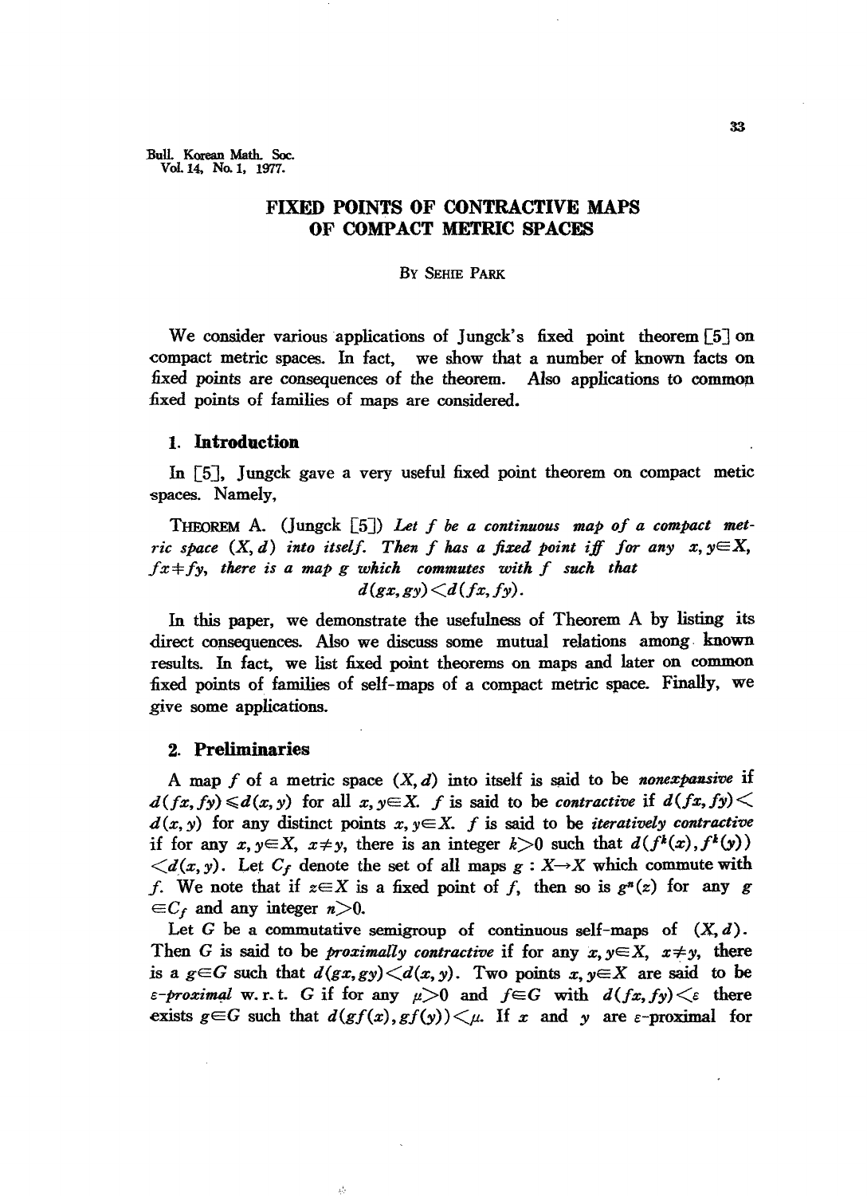# FIXED POINTS OF CONTRACTIVE MAPS OF COMPACT METRIC SPACES

BY SEHIE PARK

We consider various applications of Jungck's fixed point theorem [5] on compact metric spaces. In fact, we show that a number of known facts on fixed points are consequences of the theorem. Also applications to common fixed points of families of maps are considered.

## 1. Introduction

In [5], Jungck gave a very useful fixed point theorem on compact metic spaces. Namely,

THEOREM A. (Jungck [5]) *Let $f$ be a continuous map of a compact metric space $(X, d)$ into itself. Then $f$ has a fixed point iff for any $x, y \in X$, $fx \neq fy$, there is a map $g$ which commutes with $f$ such that*

$$d(gx, gy) < d(fx, fy).$$

In this paper, we demonstrate the usefulness of Theorem A by listing its direct consequences. Also we discuss some mutual relations among known results. In fact, we list fixed point theorems on maps and later on common fixed points of families of self-maps of a compact metric space. Finally, we give some applications.

## 2. Preliminaries

A map $f$ of a metric space $(X, d)$ into itself is said to be *nonexpansive* if $d(fx, fy) \leqslant d(x, y)$ for all $x, y \in X$. $f$ is said to be *contractive* if $d(fx, fy) < d(x, y)$ for any distinct points $x, y \in X$. $f$ is said to be *iteratively contractive* if for any $x, y \in X$, $x \neq y$, there is an integer $k > 0$ such that $d(f^k(x), f^k(y)) < d(x, y)$. Let $C_f$ denote the set of all maps $g: X \to X$ which commute with $f$. We note that if $z \in X$ is a fixed point of $f$, then so is $g^n(z)$ for any $g \in C_f$ and any integer $n > 0$.

Let $G$ be a commutative semigroup of continuous self-maps of $(X, d)$. Then $G$ is said to be *proximally contractive* if for any $x, y \in X$, $x \neq y$, there is a $g \in G$ such that $d(gx, gy) < d(x, y)$. Two points $x, y \in X$ are said to be *$\varepsilon$-proximal* w.r.t. $G$ if for any $\mu > 0$ and $f \in G$ with $d(fx, fy) < \varepsilon$ there exists $g \in G$ such that $d(gf(x), gf(y)) < \mu$. If $x$ and $y$ are $\varepsilon$-proximal for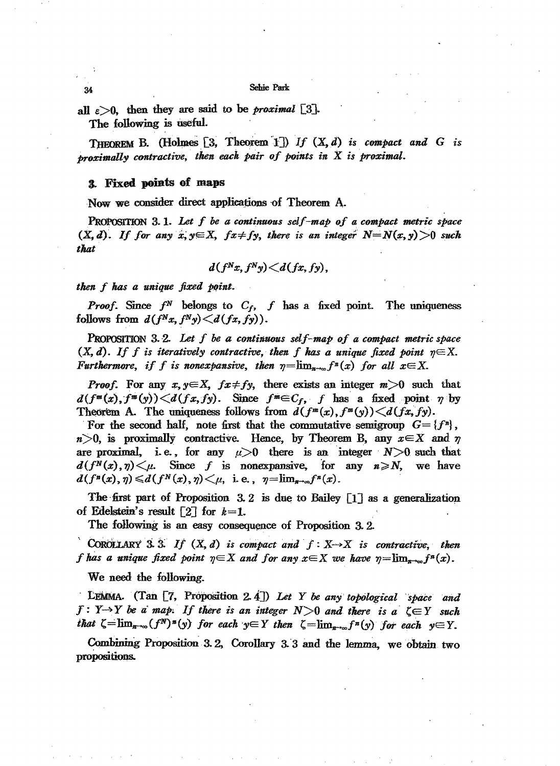all $\varepsilon > 0$, then they are said to be *proximal* [3].

The following is useful.

THEOREM B. (Holmes [3, Theorem 1]) *If $(X, d)$ is compact and $G$ is proximally contractive, then each pair of points in $X$ is proximal.*

## 3. Fixed points of maps

Now we consider direct applications of Theorem A.

PROPOSITION 3.1. *Let $f$ be a continuous self-map of a compact metric space $(X, d)$. If for any $x, y \in X$, $fx \neq fy$, there is an integer $N = N(x, y) > 0$ such that*

$$d(f^N x, f^N y) < d(fx, fy),$$

*then $f$ has a unique fixed point.*

*Proof.* Since $f^N$ belongs to $C_f$, $f$ has a fixed point. The uniqueness follows from $d(f^N x, f^N y) < d(fx, fy)$.

PROPOSITION 3.2. *Let $f$ be a continuous self-map of a compact metric space $(X, d)$. If $f$ is iteratively contractive, then $f$ has a unique fixed point $\eta \in X$. Furthermore, if $f$ is nonexpansive, then $\eta = \lim_{n\to\infty} f^n(x)$ for all $x \in X$.*

*Proof.* For any $x, y \in X$, $fx \neq fy$, there exists an integer $m > 0$ such that $d(f^m(x), f^m(y)) < d(fx, fy)$. Since $f^m \in C_f$, $f$ has a fixed point $\eta$ by Theorem A. The uniqueness follows from $d(f^m(x), f^m(y)) < d(fx, fy)$.

For the second half, note first that the commutative semigroup $G = \{f^n\}$, $n > 0$, is proximally contractive. Hence, by Theorem B, any $x \in X$ and $\eta$ are proximal, i.e., for any $\mu > 0$ there is an integer $N > 0$ such that $d(f^N(x), \eta) < \mu$. Since $f$ is nonexpansive, for any $n \geqslant N$, we have $d(f^n(x), \eta) \leqslant d(f^N(x), \eta) < \mu$, i.e., $\eta = \lim_{n\to\infty} f^n(x)$.

The first part of Proposition 3.2 is due to Bailey [1] as a generalization of Edelstein's result [2] for $k = 1$.

The following is an easy consequence of Proposition 3.2.

COROLLARY 3.3. *If $(X, d)$ is compact and $f: X \to X$ is contractive, then $f$ has a unique fixed point $\eta \in X$ and for any $x \in X$ we have $\eta = \lim_{n\to\infty} f^n(x)$.*

We need the following.

LEMMA. (Tan [7, Proposition 2.4]) *Let $Y$ be any topological space and $f: Y \to Y$ be a map. If there is an integer $N > 0$ and there is a $\zeta \in Y$ such that $\zeta = \lim_{n\to\infty} (f^N)^n(y)$ for each $y \in Y$ then $\zeta = \lim_{n\to\infty} f^n(y)$ for each $y \in Y$.*

Combining Proposition 3.2, Corollary 3.3 and the lemma, we obtain two propositions.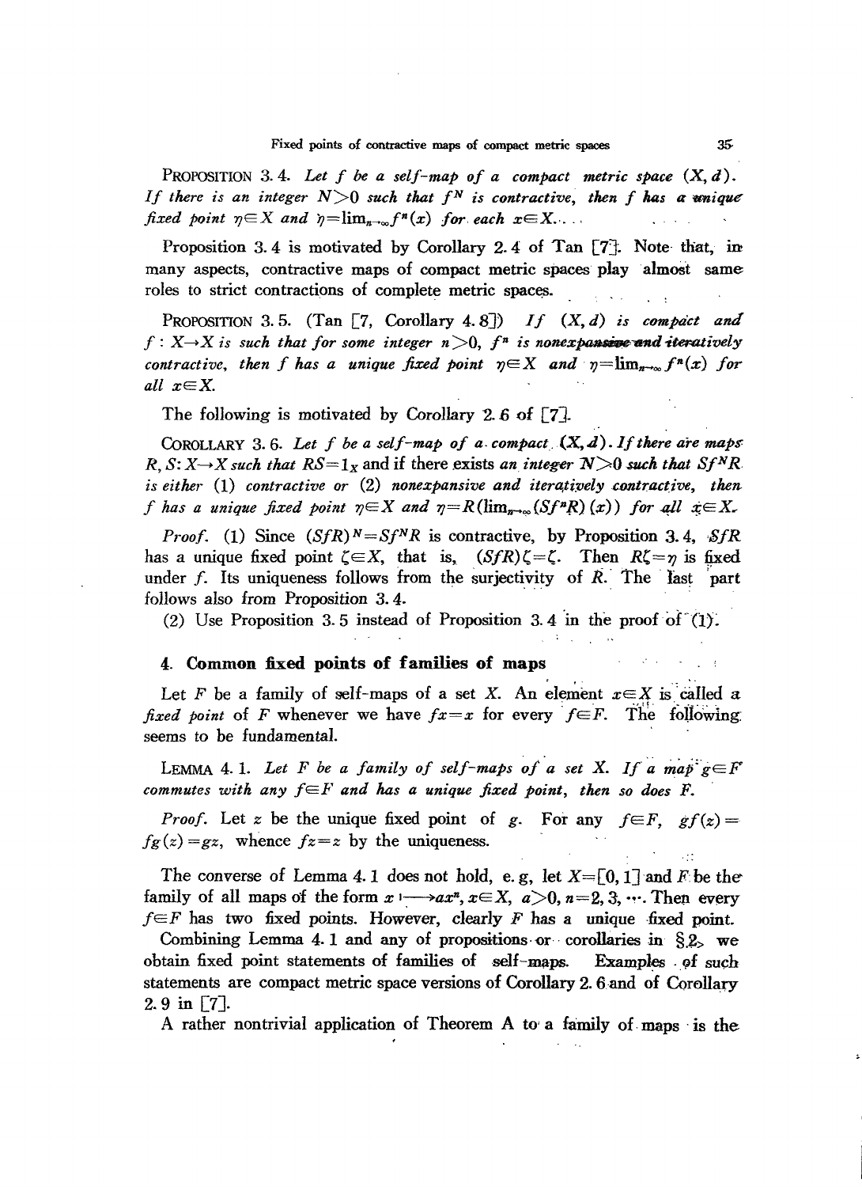**Proposition 3.4.** *Let $f$ be a self-map of a compact metric space $(X, d)$. If there is an integer $N>0$ such that $f^N$ is contractive, then $f$ has a unique fixed point $\eta\in X$ and $\eta=\lim_{n\to\infty}f^n(x)$ for each $x\in X$.*

Proposition 3.4 is motivated by Corollary 2.4 of Tan [7]. Note that, in many aspects, contractive maps of compact metric spaces play almost same roles to strict contractions of complete metric spaces.

**Proposition 3.5.** (Tan [7, Corollary 4.8]) *If $(X, d)$ is compact and $f: X\to X$ is such that for some integer $n>0$, $f^n$ is nonexpansive and iteratively contractive, then $f$ has a unique fixed point $\eta\in X$ and $\eta=\lim_{n\to\infty}f^n(x)$ for all $x\in X$.*

The following is motivated by Corollary 2.6 of [7].

**Corollary 3.6.** *Let $f$ be a self-map of a compact $(X, d)$. If there are maps $R, S: X\to X$ such that $RS=1_X$ and if there exists an integer $N>0$ such that $Sf^NR$ is either* (1) *contractive or* (2) *nonexpansive and iteratively contractive, then $f$ has a unique fixed point $\eta\in X$ and $\eta=R(\lim_{n\to\infty}(Sf^nR)(x))$ for all $x\in X$.*

*Proof.* (1) Since $(SfR)^N=Sf^NR$ is contractive, by Proposition 3.4, $SfR$ has a unique fixed point $\zeta\in X$, that is, $(SfR)\zeta=\zeta$. Then $R\zeta=\eta$ is fixed under $f$. Its uniqueness follows from the surjectivity of $R$. The last part follows also from Proposition 3.4.

(2) Use Proposition 3.5 instead of Proposition 3.4 in the proof of (1).

## 4. Common fixed points of families of maps

Let $F$ be a family of self-maps of a set $X$. An element $x\in X$ is called a *fixed point* of $F$ whenever we have $fx=x$ for every $f\in F$. The following seems to be fundamental.

**Lemma 4.1.** *Let $F$ be a family of self-maps of a set $X$. If a map $g\in F$ commutes with any $f\in F$ and has a unique fixed point, then so does $F$.*

*Proof.* Let $z$ be the unique fixed point of $g$. For any $f\in F$, $gf(z)=fg(z)=gz$, whence $fz=z$ by the uniqueness.

The converse of Lemma 4.1 does not hold, e.g, let $X=[0, 1]$ and $F$ be the family of all maps of the form $x\longmapsto ax^n$, $x\in X$, $a>0$, $n=2, 3, \cdots$. Then every $f\in F$ has two fixed points. However, clearly $F$ has a unique fixed point.

Combining Lemma 4.1 and any of propositions or corollaries in §2, we obtain fixed point statements of families of self-maps. Examples of such statements are compact metric space versions of Corollary 2.6 and of Corollary 2.9 in [7].

A rather nontrivial application of Theorem A to a family of maps is the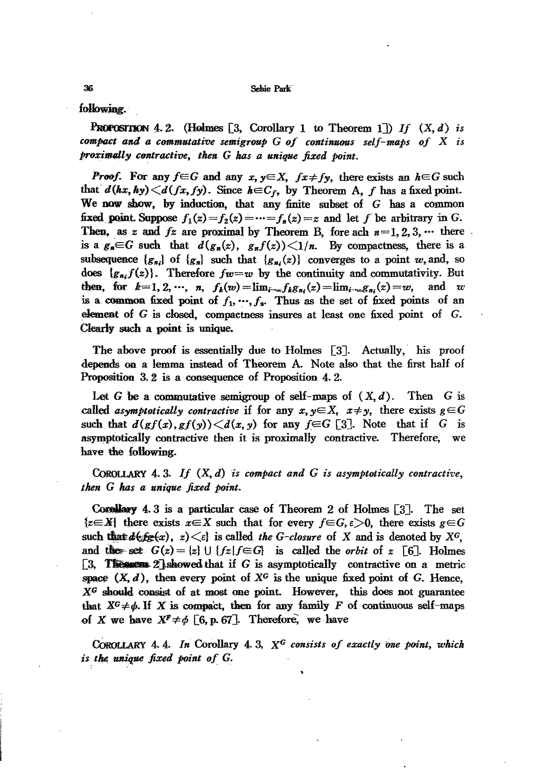following.

**PROPOSITION 4.2.** (Holmes [3, Corollary 1 to Theorem 1]) *If $(X, d)$ is compact and a commutative semigroup $G$ of continuous self-maps of $X$ is proximally contractive, then $G$ has a unique fixed point.*

*Proof.* For any $f \in G$ and any $x, y \in X$, $fx \neq fy$, there exists an $h \in G$ such that $d(hx, hy) < d(fx, fy)$. Since $h \in C_f$, by Theorem A, $f$ has a fixed point. We now show, by induction, that any finite subset of $G$ has a common fixed point. Suppose $f_1(z) = f_2(z) = \cdots = f_n(z) = z$ and let $f$ be arbitrary in $G$. Then, as $z$ and $fz$ are proximal by Theorem B, fore ach $n = 1, 2, 3, \cdots$ there is a $g_n \in G$ such that $d(g_n(z), g_n f(z)) < 1/n$. By compactness, there is a subsequence $\{g_{n_i}\}$ of $\{g_n\}$ such that $\{g_{n_i}(z)\}$ converges to a point $w$, and, so does $\{g_{n_i} f(z)\}$. Therefore $fw = w$ by the continuity and commutativity. But then, for $k = 1, 2, \cdots, n$, $f_k(w) = \lim_{i \to \infty} f_k g_{n_i}(z) = \lim_{i \to \infty} g_{n_i}(z) = w$, and $w$ is a common fixed point of $f_1, \cdots, f_n$. Thus as the set of fixed points of an element of $G$ is closed, compactness insures at least one fixed point of $G$. Clearly such a point is unique.

The above proof is essentially due to Holmes [3]. Actually, his proof depends on a lemma instead of Theorem A. Note also that the first half of Proposition 3.2 is a consequence of Proposition 4.2.

Let $G$ be a commutative semigroup of self-maps of $(X, d)$. Then $G$ is called *asymptotically contractive* if for any $x, y \in X$, $x \neq y$, there exists $g \in G$ such that $d(gf(x), gf(y)) < d(x, y)$ for any $f \in G$ [3]. Note that if $G$ is asymptotically contractive then it is proximally contractive. Therefore, we have the following.

**COROLLARY 4.3.** *If $(X, d)$ is compact and $G$ is asymptotically contractive, then $G$ has a unique fixed point.*

Corollary 4.3 is a particular case of Theorem 2 of Holmes [3]. The set $\{z \in X |$ there exists $x \in X$ such that for every $f \in G, \varepsilon > 0$, there exists $g \in G$ such that $d(fg(x), z) < \varepsilon\}$ is called *the $G$-closure* of $X$ and is denoted by $X^G$, and the set $G(z) = \{z\} \cup \{fz | f \in G\}$ is called the *orbit* of $z$ [6]. Holmes [3, Theorem 2] showed that if $G$ is asymptotically contractive on a metric space $(X, d)$, then every point of $X^G$ is the unique fixed point of $G$. Hence, $X^G$ should consist of at most one point. However, this does not guarantee that $X^G \neq \phi$. If $X$ is compact, then for any family $F$ of continuous self-maps of $X$ we have $X^F \neq \phi$ [6, p. 67]. Therefore, we have

**COROLLARY 4.4.** *In Corollary 4.3, $X^G$ consists of exactly one point, which is the unique fixed point of $G$.*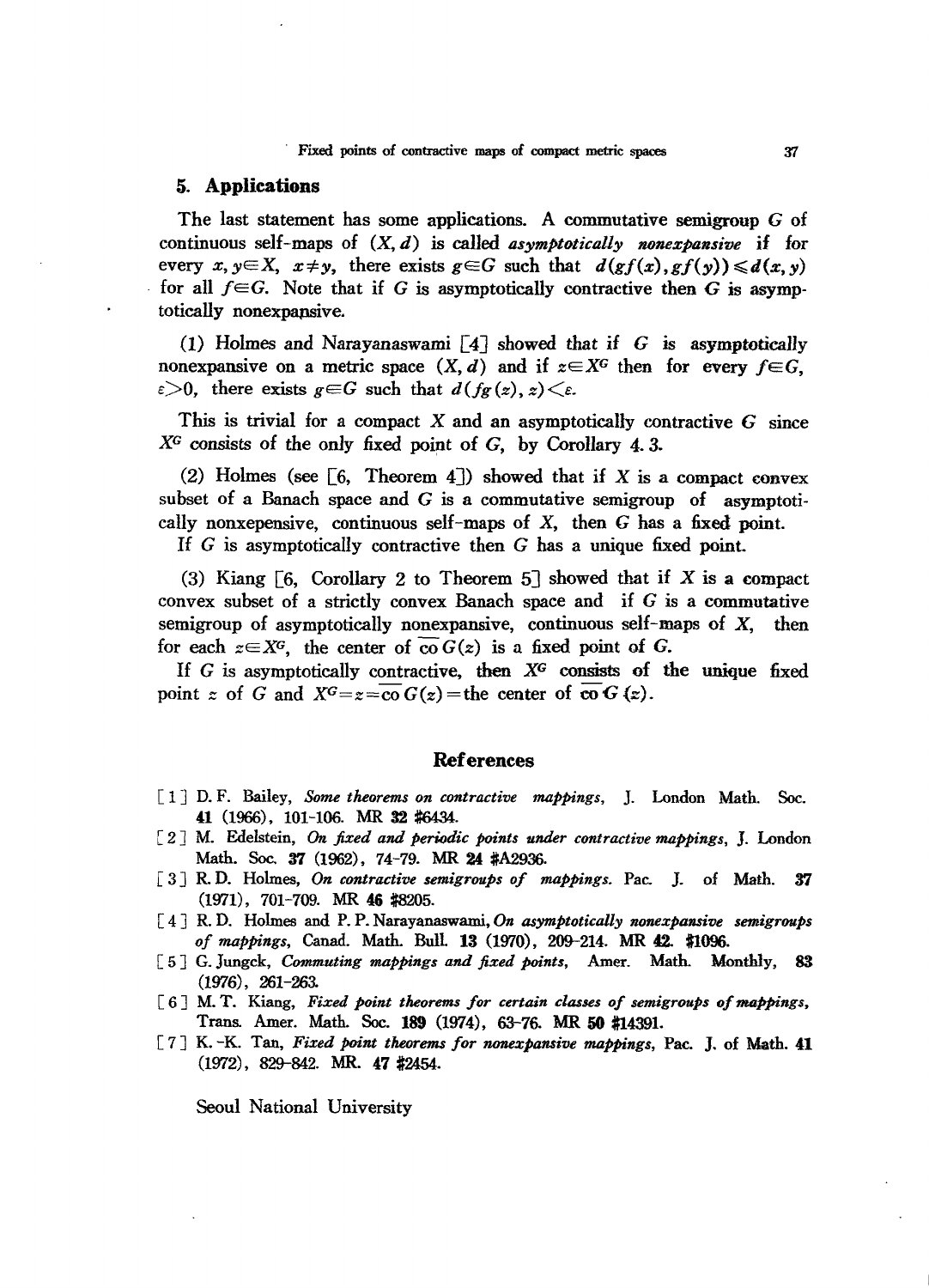## 5. Applications

The last statement has some applications. A commutative semigroup $G$ of continuous self-maps of $(X, d)$ is called *asymptotically nonexpansive* if for every $x, y \in X$, $x \neq y$, there exists $g \in G$ such that $d(gf(x), gf(y)) \leqslant d(x, y)$ for all $f \in G$. Note that if $G$ is asymptotically contractive then $G$ is asymptotically nonexpansive.

(1) Holmes and Narayanaswami [4] showed that if $G$ is asymptotically nonexpansive on a metric space $(X, d)$ and if $z \in X^G$ then for every $f \in G$, $\varepsilon > 0$, there exists $g \in G$ such that $d(fg(z), z) < \varepsilon$.

This is trivial for a compact $X$ and an asymptotically contractive $G$ since $X^G$ consists of the only fixed point of $G$, by Corollary 4.3.

(2) Holmes (see [6, Theorem 4]) showed that if $X$ is a compact convex subset of a Banach space and $G$ is a commutative semigroup of asymptotically nonexepensive, continuous self-maps of $X$, then $G$ has a fixed point.

If $G$ is asymptotically contractive then $G$ has a unique fixed point.

(3) Kiang [6, Corollary 2 to Theorem 5] showed that if $X$ is a compact convex subset of a strictly convex Banach space and if $G$ is a commutative semigroup of asymptotically nonexpansive, continuous self-maps of $X$, then for each $z \in X^G$, the center of $\overline{\mathrm{co}}\, G(z)$ is a fixed point of $G$.

If $G$ is asymptotically contractive, then $X^G$ consists of the unique fixed point $z$ of $G$ and $X^G = z = \overline{\mathrm{co}}\, G(z) =$ the center of $\overline{\mathrm{co}}\, G(z)$.

## References

[1] D. F. Bailey, *Some theorems on contractive mappings*, J. London Math. Soc. **41** (1966), 101-106. MR **32** #6434.

[2] M. Edelstein, *On fixed and periodic points under contractive mappings*, J. London Math. Soc. **37** (1962), 74-79. MR **24** #A2936.

[3] R. D. Holmes, *On contractive semigroups of mappings*. Pac. J. of Math. **37** (1971), 701-709. MR **46** #8205.

[4] R. D. Holmes and P. P. Narayanaswami, *On asymptotically nonexpansive semigroups of mappings*, Canad. Math. Bull. **13** (1970), 209-214. MR **42**. #1096.

[5] G. Jungck, *Commuting mappings and fixed points*, Amer. Math. Monthly, **83** (1976), 261-263.

[6] M. T. Kiang, *Fixed point theorems for certain classes of semigroups of mappings*, Trans. Amer. Math. Soc. **189** (1974), 63-76. MR **50** #14391.

[7] K.-K. Tan, *Fixed point theorems for nonexpansive mappings*, Pac. J. of Math. **41** (1972), 829-842. MR. **47** #2454.

Seoul National University